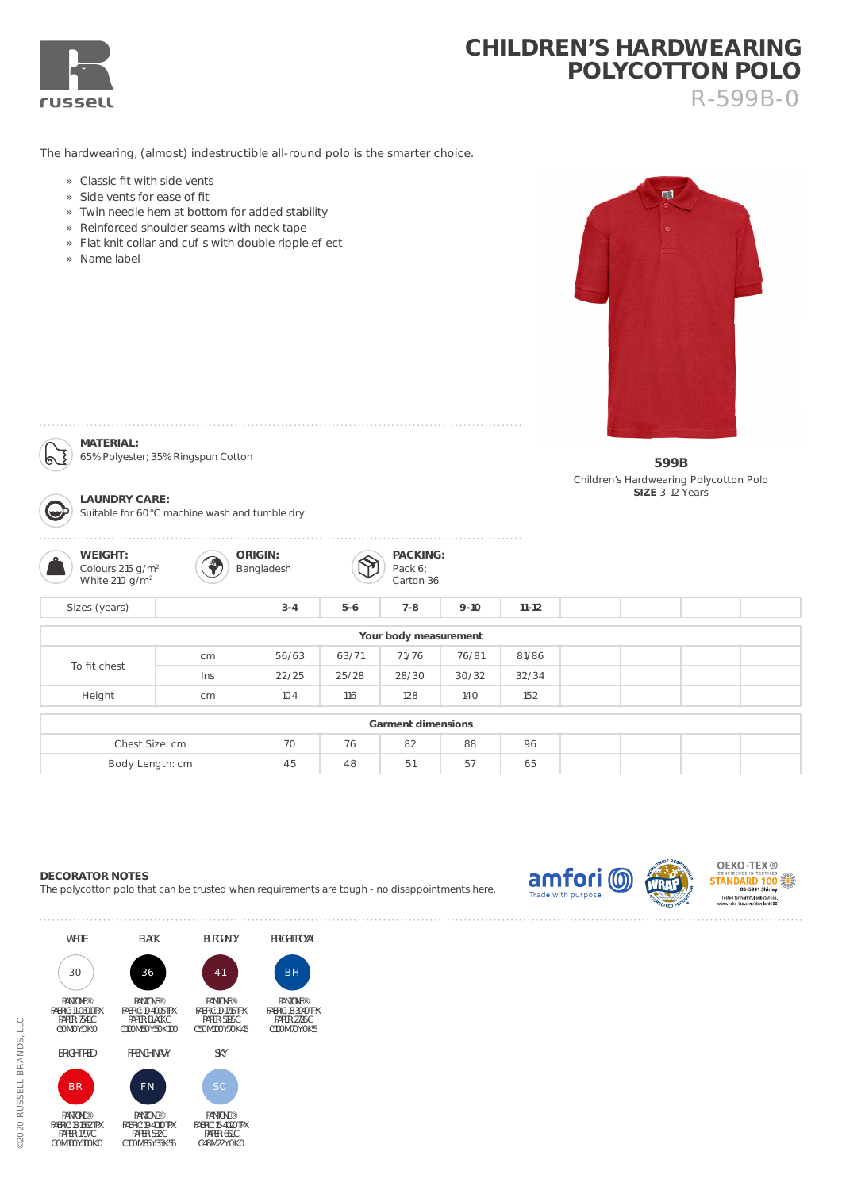# CHILDREN'S HARDWEARING POLYCOTTON POLO

R-599B-0

The hardwearing, (almost) indestructible all-round polo is the smarter choice.

- Classic fit with side vents
- Side vents for ease of fit
- Twin needle hem at bottom for added stability
- Reinforced shoulder seams with neck tape
- Flat knit collar and cuf s with double ripple ef ect
- Name label

**599B**
Children's Hardwearing Polycotton Polo
**SIZE** 3-12 Years

**MATERIAL:**
65% Polyester; 35% Ringspun Cotton

**LAUNDRY CARE:**
Suitable for 60 °C machine wash and tumble dry

**WEIGHT:**
Colours 215 g/m²
White 210 g/m²

**ORIGIN:**
Bangladesh

**PACKING:**
Pack 6;
Carton 36

| Sizes (years) | | 3-4 | 5-6 | 7-8 | 9-10 | 11-12 | | | | |
|---|---|---|---|---|---|---|---|---|---|---|
| **Your body measurement** | | | | | | | | | | |
| To fit chest | cm | 56/63 | 63/71 | 71/76 | 76/81 | 81/86 | | | | |
| | Ins | 22/25 | 25/28 | 28/30 | 30/32 | 32/34 | | | | |
| Height | cm | 104 | 116 | 128 | 140 | 152 | | | | |
| **Garment dimensions** | | | | | | | | | | |
| Chest Size: cm | | 70 | 76 | 82 | 88 | 96 | | | | |
| Body Length: cm | | 45 | 48 | 51 | 57 | 65 | | | | |

## DECORATOR NOTES

The polycotton polo that can be trusted when requirements are tough - no disappointments here.

amfori Trade with purpose

OEKO-TEX® CONFIDENCE IN TEXTILES STANDARD 100 08-5941 Shirley Tested for harmful substances. www.oeko-tex.com/standard100

| Colour | Code | Pantone |
|---|---|---|
| WHITE | 30 | PANTONE® FABRIC 11-0601 TPX PAPER 7541 C C0 M0 Y0 K0 |
| BLACK | 36 | PANTONE® FABRIC 19-4005 TPX PAPER BLACK C C100 M50 Y50 K100 |
| BURGUNDY | 41 | PANTONE® FABRIC 19-1726 TPX PAPER 5185 C C50 M100 Y70 K45 |
| BRIGHT ROYAL | BH | PANTONE® FABRIC 18-3949 TPX PAPER 2726 C C100 M70 Y0 K5 |
| BRIGHT RED | BR | PANTONE® FABRIC 18-1662 TPX PAPER 1797 C C0 M100 Y100 K0 |
| FRENCH NAVY | FN | PANTONE® FABRIC 19-4010 TPX PAPER 532 C C100 M85 Y35 K55 |
| SKY | SC | PANTONE® FABRIC 15-4020 TPX PAPER 651 C C48 M22 Y0 K0 |

©2020 RUSSELL BRANDS, LLC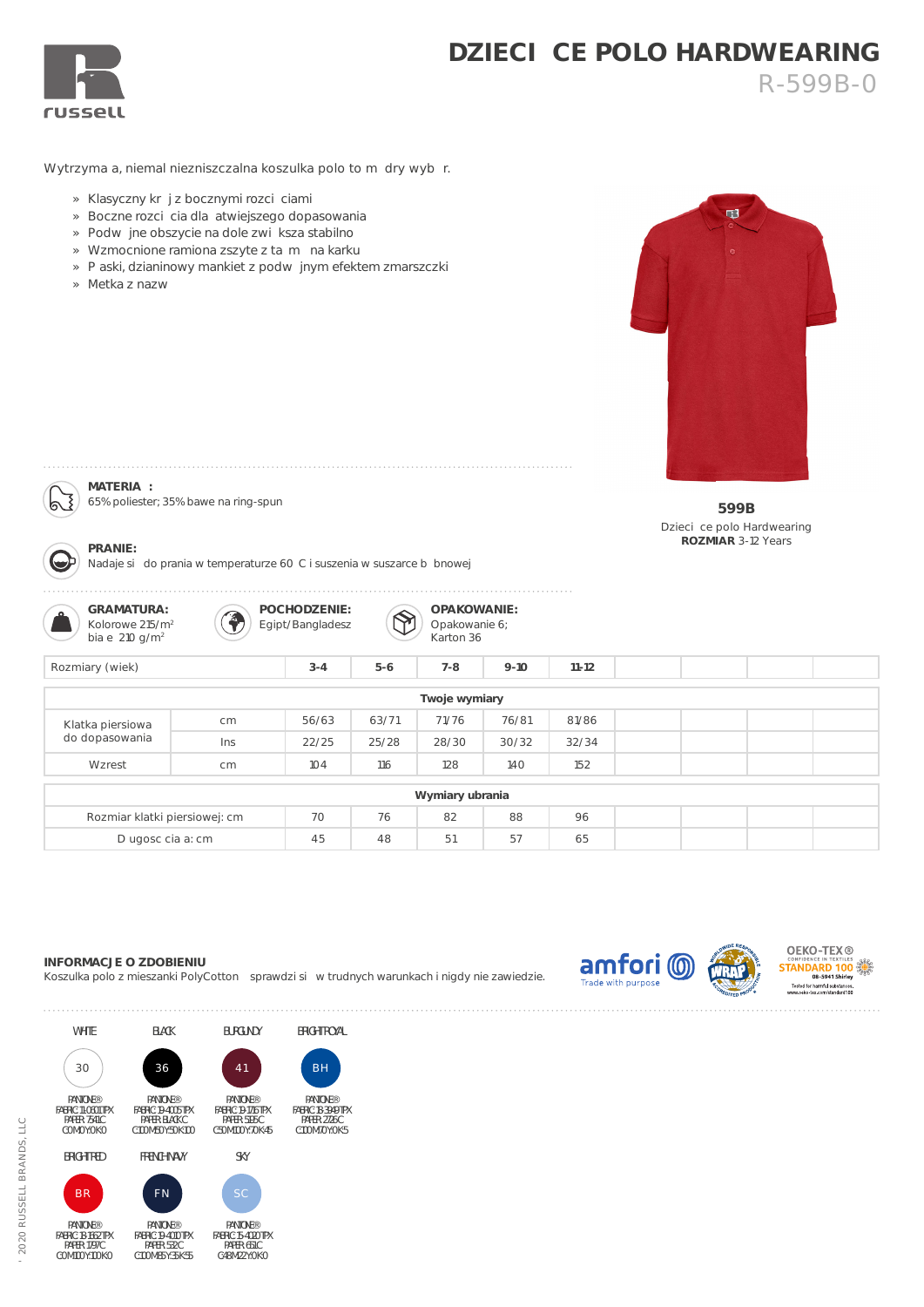# DZIECI  CE POLO HARDWEARING

R-599B-0

Wytrzyma a, niemal niezniszczalna koszulka polo to m  dry wyb  r.

- Klasyczny kr  j z bocznymi rozci  ciami
- Boczne rozci  cia dla  atwiejszego dopasowania
- Podw  jne obszycie na dole zwi  ksza stabilno
- Wzmocnione ramiona zszyte z ta  m   na karku
- P aski, dzianinowy mankiet z podw  jnym efektem zmarszczki
- Metka z nazw

**599B**

Dzieci  ce polo Hardwearing

**ROZMIAR** 3-12 Years

**MATERIA  :**
65% poliester; 35% bawe na ring-spun

**PRANIE:**
Nadaje si   do prania w temperaturze 60  C i suszenia w suszarce b  bnowej

**GRAMATURA:**
Kolorowe 215/m²
bia e  210 g/m²

**POCHODZENIE:**
Egipt/Bangladesz

**OPAKOWANIE:**
Opakowanie 6;
Karton 36

| Rozmiary (wiek) | | 3-4 | 5-6 | 7-8 | 9-10 | 11-12 | | | | |
|---|---|---|---|---|---|---|---|---|---|---|
| **Twoje wymiary** | | | | | | | | | | |
| Klatka piersiowa do dopasowania | cm | 56/63 | 63/71 | 71/76 | 76/81 | 81/86 | | | | |
| | Ins | 22/25 | 25/28 | 28/30 | 30/32 | 32/34 | | | | |
| Wzrest | cm | 104 | 116 | 128 | 140 | 152 | | | | |
| **Wymiary ubrania** | | | | | | | | | | |
| Rozmiar klatki piersiowej: cm | | 70 | 76 | 82 | 88 | 96 | | | | |
| D ugosc cia a: cm | | 45 | 48 | 51 | 57 | 65 | | | | |

**INFORMACJE O ZDOBIENIU**

Koszulka polo z mieszanki PolyCotton   sprawdzi si   w trudnych warunkach i nigdy nie zawiedzie.

amfori Trade with purpose

WRAP

OEKO-TEX® STANDARD 100 08-5941 Shirley

WHITE
30
PANTONE® FABRIC 11-0601 TPX PAPER 7541C C0 M0 Y0 K0

BLACK
36
PANTONE® FABRIC 19-4005 TPX PAPER BLACK C C100 M50 Y50 K100

BURGUNDY
41
PANTONE® FABRIC 19-1725 TPX PAPER 5185C C50 M100 Y70 K45

BRIGHT ROYAL
BH
PANTONE® FABRIC 18-3949 TPX PAPER 2726C C100 M70 Y0 K5

BRIGHT RED
BR
PANTONE® FABRIC 18-1662 TPX PAPER 1797C C0 M100 Y100 K0

FRENCH NAVY
FN
PANTONE® FABRIC 19-4010 TPX PAPER 532C C100 M85 Y35 K55

SKY
SC
PANTONE® FABRIC 15-4020 TPX PAPER 651C C48 M22 Y0 K0

' 2020 RUSSELL BRANDS, LLC